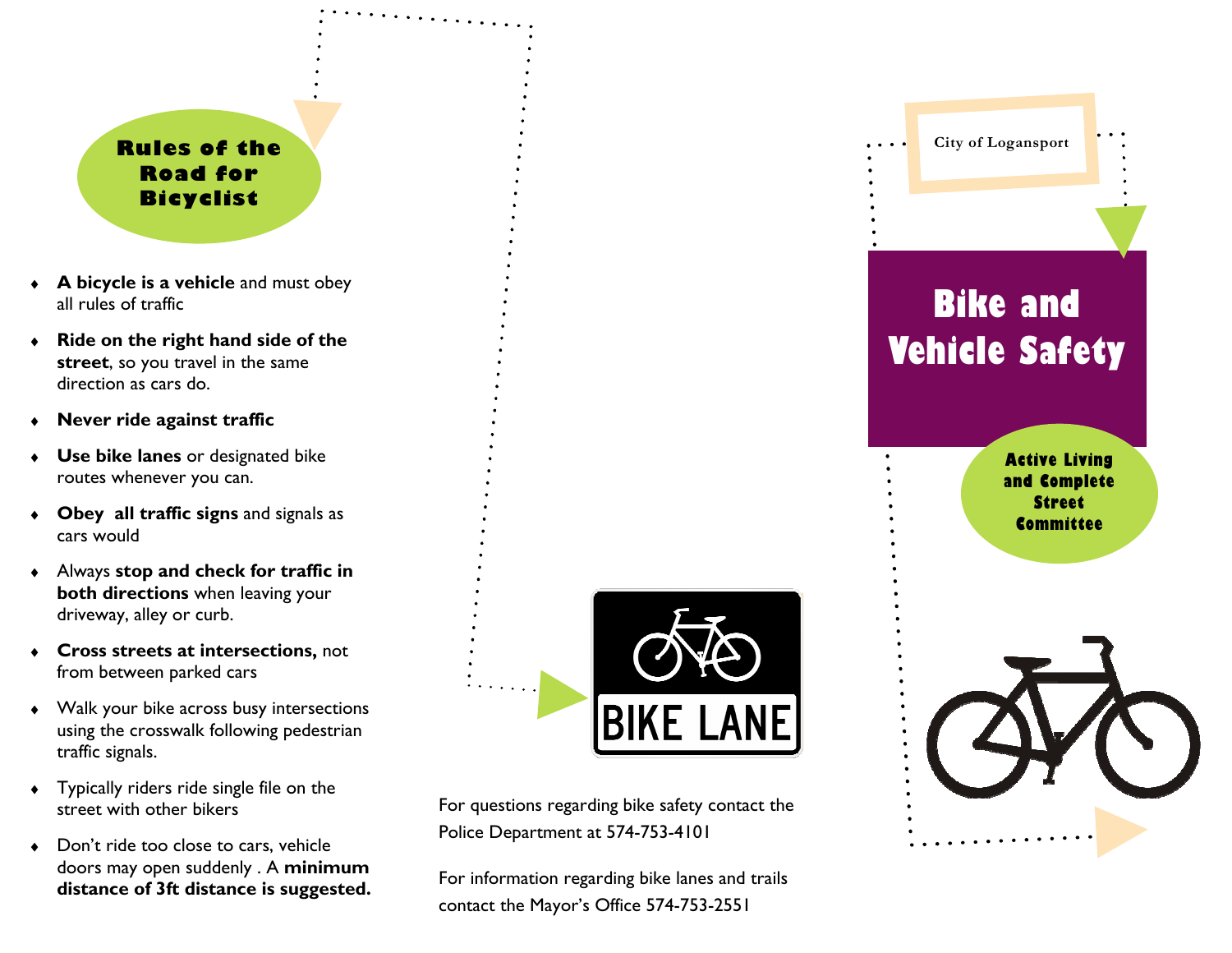City of Logansport

# Bike and Vehicle Safety

**Active Living and Complete Street Committee**

## Rules of the Road for Bicyclist

- **A bicycle is a vehicle** and must obey all rules of traffic
- **Ride on the right hand side of the street**, so you travel in the same direction as cars do.
- **Never ride against traffic**
- **Use bike lanes** or designated bike routes whenever you can.
- **Obey all traffic signs** and signals as cars would
- Always **stop and check for traffic in both directions** when leaving your driveway, alley or curb.
- **Cross streets at intersections,** not from between parked cars
- Walk your bike across busy intersections using the crosswalk following pedestrian traffic signals.
- Typically riders ride single file on the street with other bikers
- Don't ride too close to cars, vehicle doors may open suddenly . A **minimum distance of 3ft distance is suggested.**

BIKE LANE

For questions regarding bike safety contact the Police Department at 574-753-4101

For information regarding bike lanes and trails contact the Mayor's Office 574-753-2551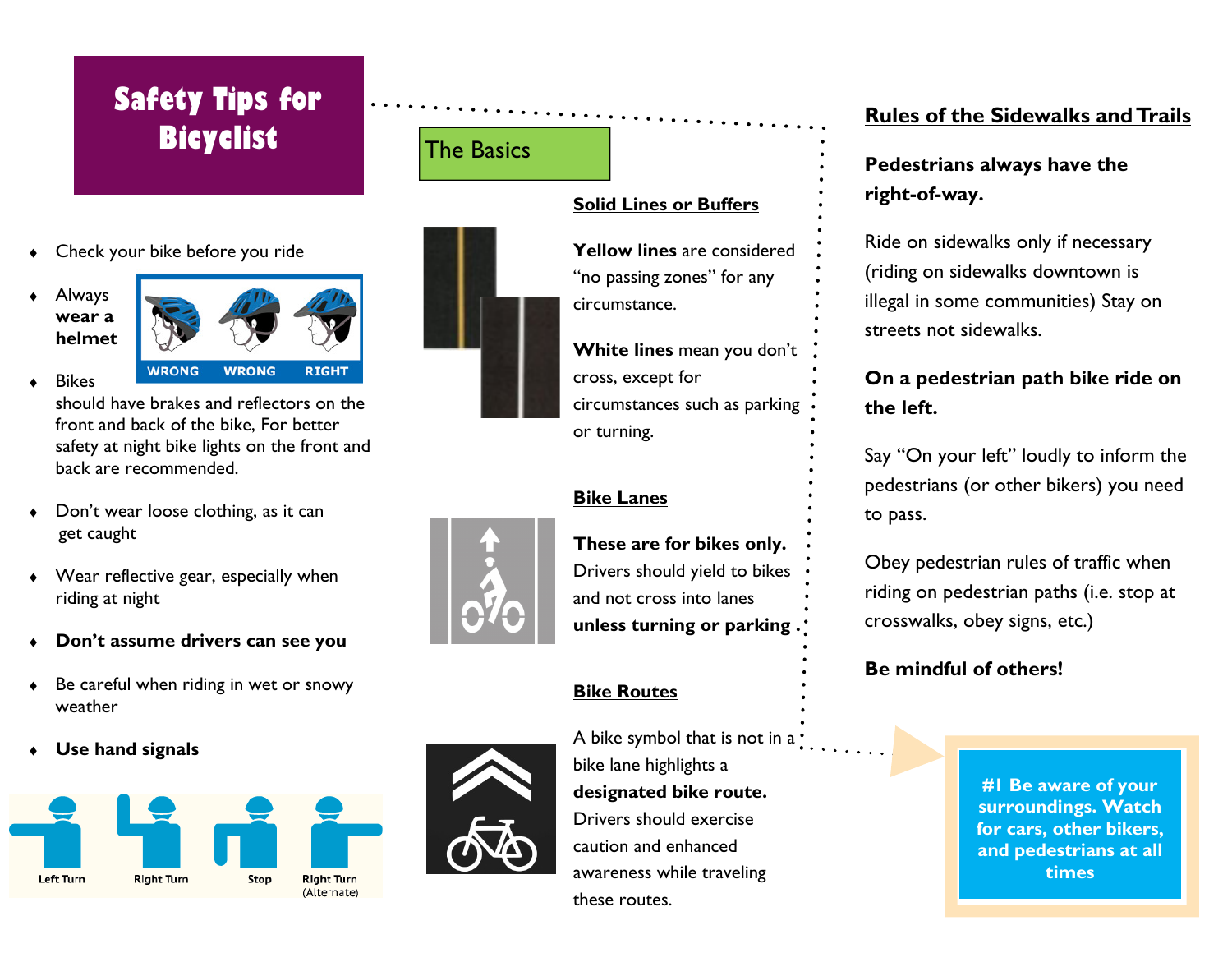# Safety Tips for Bicyclist

- Check your bike before you ride
- Always **wear a helmet**

WRONG WRONG RIGHT

- Bikes should have brakes and reflectors on the front and back of the bike, For better safety at night bike lights on the front and back are recommended.
- Don't wear loose clothing, as it can get caught
- Wear reflective gear, especially when riding at night
- **Don't assume drivers can see you**
- Be careful when riding in wet or snowy weather
- **Use hand signals**

Left Turn Right Turn Stop Right Turn (Alternate)

## The Basics

### Solid Lines or Buffers

**Yellow lines** are considered "no passing zones" for any circumstance.

**White lines** mean you don't cross, except for circumstances such as parking or turning.

### Bike Lanes

**These are for bikes only.** Drivers should yield to bikes and not cross into lanes **unless turning or parking** .

### Bike Routes

A bike symbol that is not in a bike lane highlights a **designated bike route.** Drivers should exercise caution and enhanced awareness while traveling these routes.

## Rules of the Sidewalks and Trails

**Pedestrians always have the right-of-way.**

Ride on sidewalks only if necessary (riding on sidewalks downtown is illegal in some communities) Stay on streets not sidewalks.

**On a pedestrian path bike ride on the left.**

Say "On your left" loudly to inform the pedestrians (or other bikers) you need to pass.

Obey pedestrian rules of traffic when riding on pedestrian paths (i.e. stop at crosswalks, obey signs, etc.)

**Be mindful of others!**

**#1 Be aware of your surroundings. Watch for cars, other bikers, and pedestrians at all times**